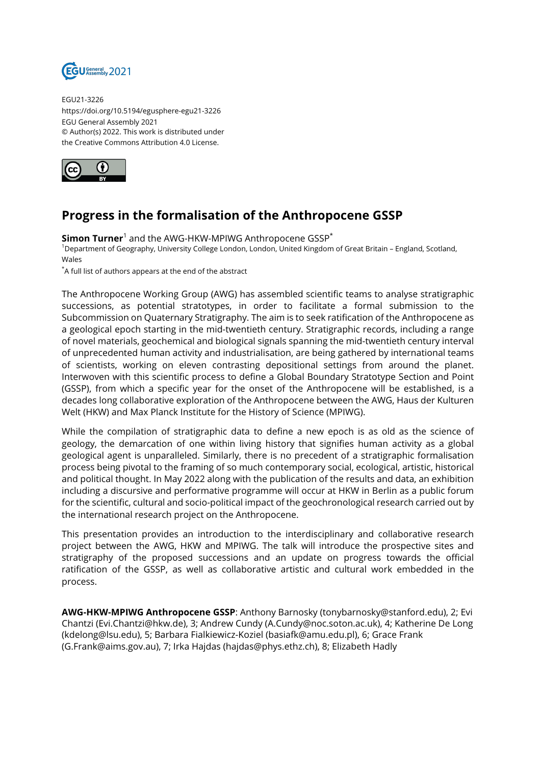EGU21-3226
https://doi.org/10.5194/egusphere-egu21-3226
EGU General Assembly 2021
© Author(s) 2022. This work is distributed under the Creative Commons Attribution 4.0 License.

# Progress in the formalisation of the Anthropocene GSSP

**Simon Turner**[1] and the AWG-HKW-MPIWG Anthropocene GSSP[*]

[1]Department of Geography, University College London, London, United Kingdom of Great Britain – England, Scotland, Wales

[*]A full list of authors appears at the end of the abstract

The Anthropocene Working Group (AWG) has assembled scientific teams to analyse stratigraphic successions, as potential stratotypes, in order to facilitate a formal submission to the Subcommission on Quaternary Stratigraphy. The aim is to seek ratification of the Anthropocene as a geological epoch starting in the mid-twentieth century. Stratigraphic records, including a range of novel materials, geochemical and biological signals spanning the mid-twentieth century interval of unprecedented human activity and industrialisation, are being gathered by international teams of scientists, working on eleven contrasting depositional settings from around the planet. Interwoven with this scientific process to define a Global Boundary Stratotype Section and Point (GSSP), from which a specific year for the onset of the Anthropocene will be established, is a decades long collaborative exploration of the Anthropocene between the AWG, Haus der Kulturen Welt (HKW) and Max Planck Institute for the History of Science (MPIWG).

While the compilation of stratigraphic data to define a new epoch is as old as the science of geology, the demarcation of one within living history that signifies human activity as a global geological agent is unparalleled. Similarly, there is no precedent of a stratigraphic formalisation process being pivotal to the framing of so much contemporary social, ecological, artistic, historical and political thought. In May 2022 along with the publication of the results and data, an exhibition including a discursive and performative programme will occur at HKW in Berlin as a public forum for the scientific, cultural and socio-political impact of the geochronological research carried out by the international research project on the Anthropocene.

This presentation provides an introduction to the interdisciplinary and collaborative research project between the AWG, HKW and MPIWG. The talk will introduce the prospective sites and stratigraphy of the proposed successions and an update on progress towards the official ratification of the GSSP, as well as collaborative artistic and cultural work embedded in the process.

**AWG-HKW-MPIWG Anthropocene GSSP**: Anthony Barnosky (tonybarnosky@stanford.edu), 2; Evi Chantzi (Evi.Chantzi@hkw.de), 3; Andrew Cundy (A.Cundy@noc.soton.ac.uk), 4; Katherine De Long (kdelong@lsu.edu), 5; Barbara Fialkiewicz-Koziel (basiafk@amu.edu.pl), 6; Grace Frank (G.Frank@aims.gov.au), 7; Irka Hajdas (hajdas@phys.ethz.ch), 8; Elizabeth Hadly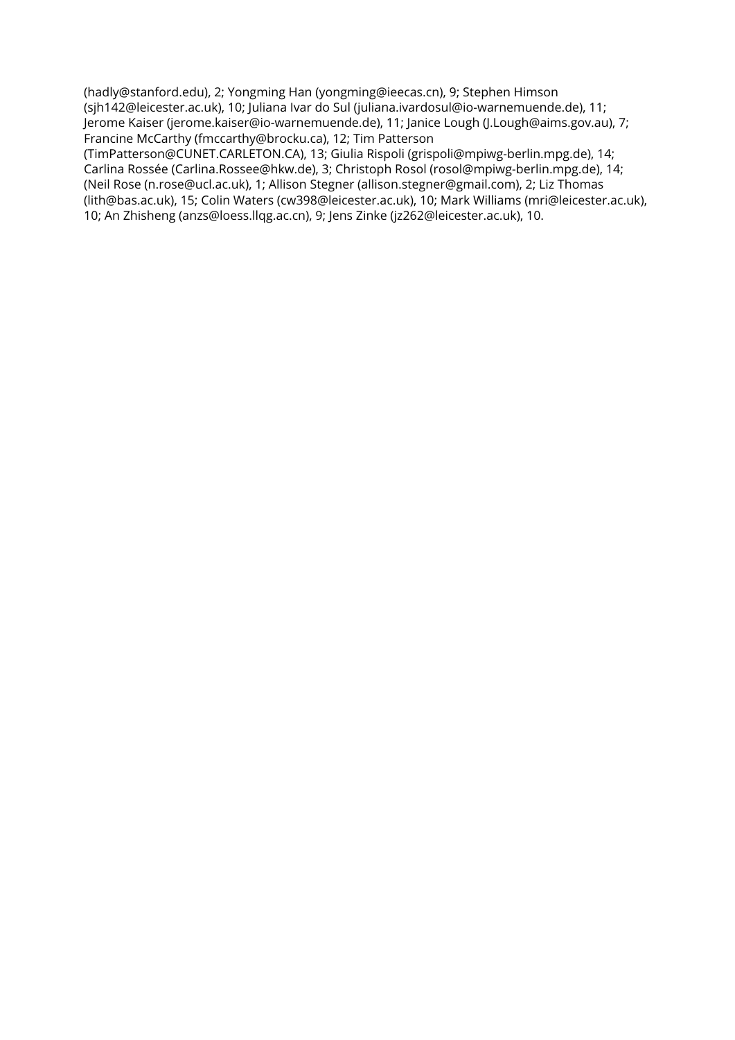(hadly@stanford.edu), 2; Yongming Han (yongming@ieecas.cn), 9; Stephen Himson (sjh142@leicester.ac.uk), 10; Juliana Ivar do Sul (juliana.ivardosul@io-warnemuende.de), 11; Jerome Kaiser (jerome.kaiser@io-warnemuende.de), 11; Janice Lough (J.Lough@aims.gov.au), 7; Francine McCarthy (fmccarthy@brocku.ca), 12; Tim Patterson (TimPatterson@CUNET.CARLETON.CA), 13; Giulia Rispoli (grispoli@mpiwg-berlin.mpg.de), 14; Carlina Rossée (Carlina.Rossee@hkw.de), 3; Christoph Rosol (rosol@mpiwg-berlin.mpg.de), 14; (Neil Rose (n.rose@ucl.ac.uk), 1; Allison Stegner (allison.stegner@gmail.com), 2; Liz Thomas (lith@bas.ac.uk), 15; Colin Waters (cw398@leicester.ac.uk), 10; Mark Williams (mri@leicester.ac.uk), 10; An Zhisheng (anzs@loess.llqg.ac.cn), 9; Jens Zinke (jz262@leicester.ac.uk), 10.